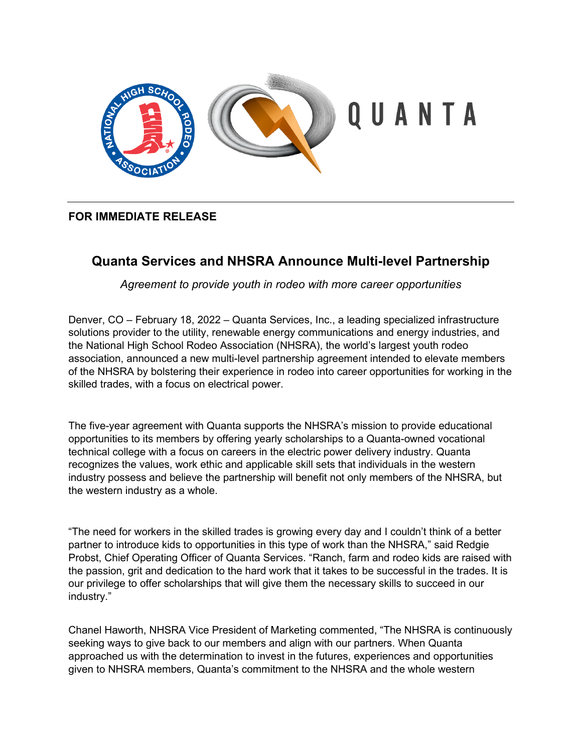**FOR IMMEDIATE RELEASE**

## Quanta Services and NHSRA Announce Multi-level Partnership

*Agreement to provide youth in rodeo with more career opportunities*

Denver, CO – February 18, 2022 – Quanta Services, Inc., a leading specialized infrastructure solutions provider to the utility, renewable energy communications and energy industries, and the National High School Rodeo Association (NHSRA), the world's largest youth rodeo association, announced a new multi-level partnership agreement intended to elevate members of the NHSRA by bolstering their experience in rodeo into career opportunities for working in the skilled trades, with a focus on electrical power.

The five-year agreement with Quanta supports the NHSRA's mission to provide educational opportunities to its members by offering yearly scholarships to a Quanta-owned vocational technical college with a focus on careers in the electric power delivery industry. Quanta recognizes the values, work ethic and applicable skill sets that individuals in the western industry possess and believe the partnership will benefit not only members of the NHSRA, but the western industry as a whole.

"The need for workers in the skilled trades is growing every day and I couldn't think of a better partner to introduce kids to opportunities in this type of work than the NHSRA," said Redgie Probst, Chief Operating Officer of Quanta Services. "Ranch, farm and rodeo kids are raised with the passion, grit and dedication to the hard work that it takes to be successful in the trades. It is our privilege to offer scholarships that will give them the necessary skills to succeed in our industry."

Chanel Haworth, NHSRA Vice President of Marketing commented, "The NHSRA is continuously seeking ways to give back to our members and align with our partners. When Quanta approached us with the determination to invest in the futures, experiences and opportunities given to NHSRA members, Quanta's commitment to the NHSRA and the whole western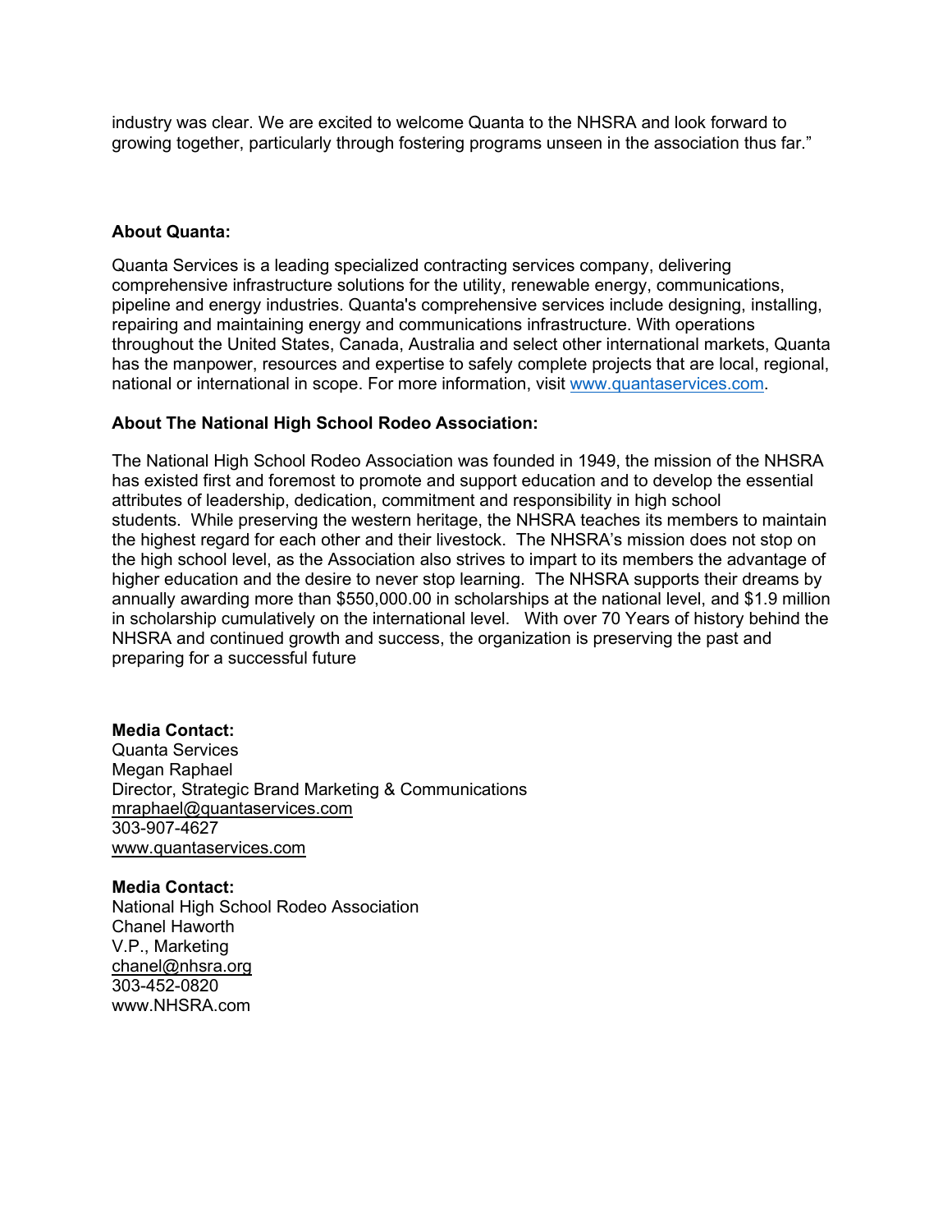industry was clear. We are excited to welcome Quanta to the NHSRA and look forward to growing together, particularly through fostering programs unseen in the association thus far."

**About Quanta:**

Quanta Services is a leading specialized contracting services company, delivering comprehensive infrastructure solutions for the utility, renewable energy, communications, pipeline and energy industries. Quanta's comprehensive services include designing, installing, repairing and maintaining energy and communications infrastructure. With operations throughout the United States, Canada, Australia and select other international markets, Quanta has the manpower, resources and expertise to safely complete projects that are local, regional, national or international in scope. For more information, visit [www.quantaservices.com](http://www.quantaservices.com).

**About The National High School Rodeo Association:**

The National High School Rodeo Association was founded in 1949, the mission of the NHSRA has existed first and foremost to promote and support education and to develop the essential attributes of leadership, dedication, commitment and responsibility in high school students. While preserving the western heritage, the NHSRA teaches its members to maintain the highest regard for each other and their livestock. The NHSRA's mission does not stop on the high school level, as the Association also strives to impart to its members the advantage of higher education and the desire to never stop learning. The NHSRA supports their dreams by annually awarding more than $550,000.00 in scholarships at the national level, and $1.9 million in scholarship cumulatively on the international level. With over 70 Years of history behind the NHSRA and continued growth and success, the organization is preserving the past and preparing for a successful future

**Media Contact:**
Quanta Services
Megan Raphael
Director, Strategic Brand Marketing & Communications
mraphael@quantaservices.com
303-907-4627
www.quantaservices.com

**Media Contact:**
National High School Rodeo Association
Chanel Haworth
V.P., Marketing
chanel@nhsra.org
303-452-0820
www.NHSRA.com